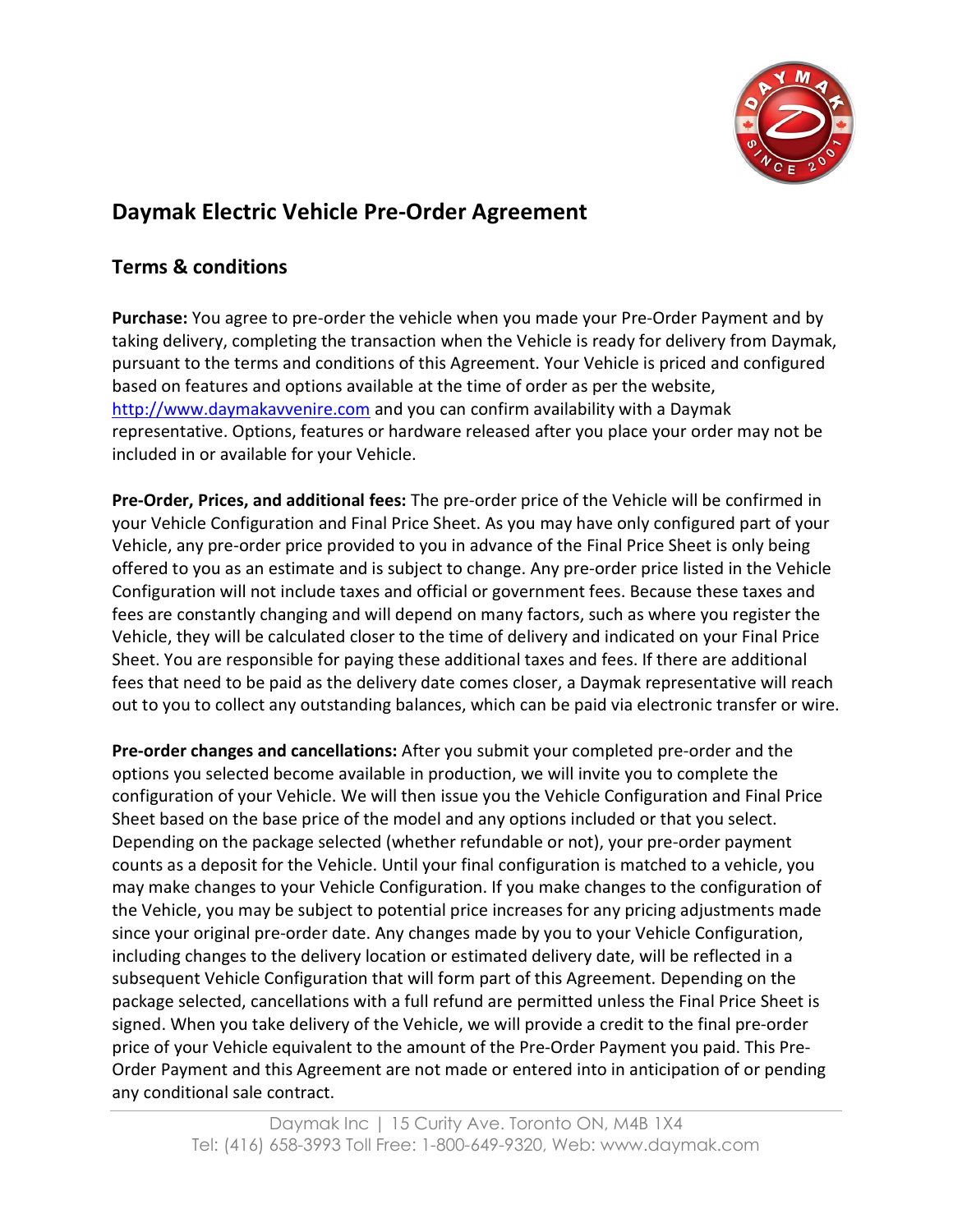# Daymak Electric Vehicle Pre-Order Agreement

## Terms & conditions

**Purchase:** You agree to pre-order the vehicle when you made your Pre-Order Payment and by taking delivery, completing the transaction when the Vehicle is ready for delivery from Daymak, pursuant to the terms and conditions of this Agreement. Your Vehicle is priced and configured based on features and options available at the time of order as per the website, http://www.daymakavvenire.com and you can confirm availability with a Daymak representative. Options, features or hardware released after you place your order may not be included in or available for your Vehicle.

**Pre-Order, Prices, and additional fees:** The pre-order price of the Vehicle will be confirmed in your Vehicle Configuration and Final Price Sheet. As you may have only configured part of your Vehicle, any pre-order price provided to you in advance of the Final Price Sheet is only being offered to you as an estimate and is subject to change. Any pre-order price listed in the Vehicle Configuration will not include taxes and official or government fees. Because these taxes and fees are constantly changing and will depend on many factors, such as where you register the Vehicle, they will be calculated closer to the time of delivery and indicated on your Final Price Sheet. You are responsible for paying these additional taxes and fees. If there are additional fees that need to be paid as the delivery date comes closer, a Daymak representative will reach out to you to collect any outstanding balances, which can be paid via electronic transfer or wire.

**Pre-order changes and cancellations:** After you submit your completed pre-order and the options you selected become available in production, we will invite you to complete the configuration of your Vehicle. We will then issue you the Vehicle Configuration and Final Price Sheet based on the base price of the model and any options included or that you select. Depending on the package selected (whether refundable or not), your pre-order payment counts as a deposit for the Vehicle. Until your final configuration is matched to a vehicle, you may make changes to your Vehicle Configuration. If you make changes to the configuration of the Vehicle, you may be subject to potential price increases for any pricing adjustments made since your original pre-order date. Any changes made by you to your Vehicle Configuration, including changes to the delivery location or estimated delivery date, will be reflected in a subsequent Vehicle Configuration that will form part of this Agreement. Depending on the package selected, cancellations with a full refund are permitted unless the Final Price Sheet is signed. When you take delivery of the Vehicle, we will provide a credit to the final pre-order price of your Vehicle equivalent to the amount of the Pre-Order Payment you paid. This Pre-Order Payment and this Agreement are not made or entered into in anticipation of or pending any conditional sale contract.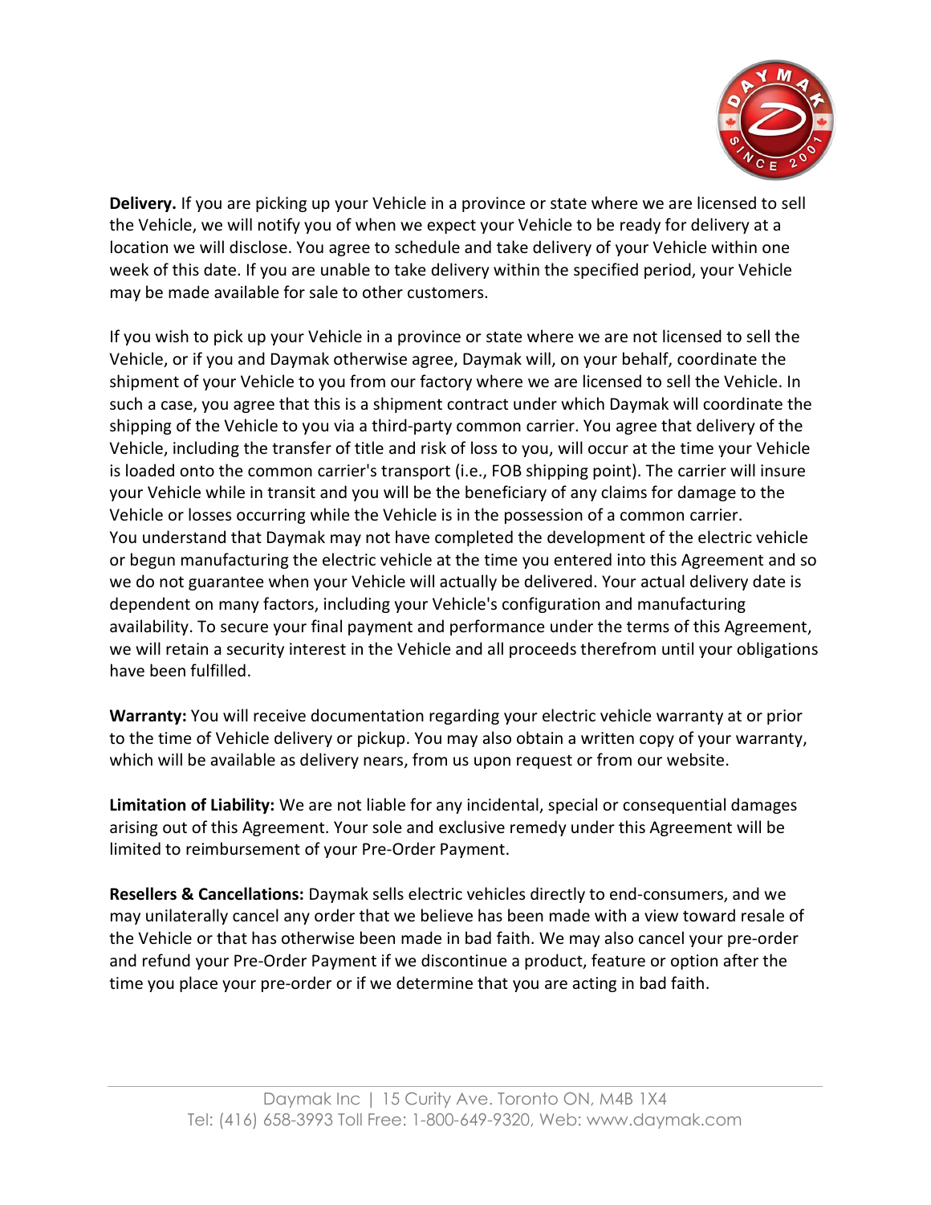**Delivery.** If you are picking up your Vehicle in a province or state where we are licensed to sell the Vehicle, we will notify you of when we expect your Vehicle to be ready for delivery at a location we will disclose. You agree to schedule and take delivery of your Vehicle within one week of this date. If you are unable to take delivery within the specified period, your Vehicle may be made available for sale to other customers.

If you wish to pick up your Vehicle in a province or state where we are not licensed to sell the Vehicle, or if you and Daymak otherwise agree, Daymak will, on your behalf, coordinate the shipment of your Vehicle to you from our factory where we are licensed to sell the Vehicle. In such a case, you agree that this is a shipment contract under which Daymak will coordinate the shipping of the Vehicle to you via a third-party common carrier. You agree that delivery of the Vehicle, including the transfer of title and risk of loss to you, will occur at the time your Vehicle is loaded onto the common carrier's transport (i.e., FOB shipping point). The carrier will insure your Vehicle while in transit and you will be the beneficiary of any claims for damage to the Vehicle or losses occurring while the Vehicle is in the possession of a common carrier.
You understand that Daymak may not have completed the development of the electric vehicle or begun manufacturing the electric vehicle at the time you entered into this Agreement and so we do not guarantee when your Vehicle will actually be delivered. Your actual delivery date is dependent on many factors, including your Vehicle's configuration and manufacturing availability. To secure your final payment and performance under the terms of this Agreement, we will retain a security interest in the Vehicle and all proceeds therefrom until your obligations have been fulfilled.

**Warranty:** You will receive documentation regarding your electric vehicle warranty at or prior to the time of Vehicle delivery or pickup. You may also obtain a written copy of your warranty, which will be available as delivery nears, from us upon request or from our website.

**Limitation of Liability:** We are not liable for any incidental, special or consequential damages arising out of this Agreement. Your sole and exclusive remedy under this Agreement will be limited to reimbursement of your Pre-Order Payment.

**Resellers & Cancellations:** Daymak sells electric vehicles directly to end-consumers, and we may unilaterally cancel any order that we believe has been made with a view toward resale of the Vehicle or that has otherwise been made in bad faith. We may also cancel your pre-order and refund your Pre-Order Payment if we discontinue a product, feature or option after the time you place your pre-order or if we determine that you are acting in bad faith.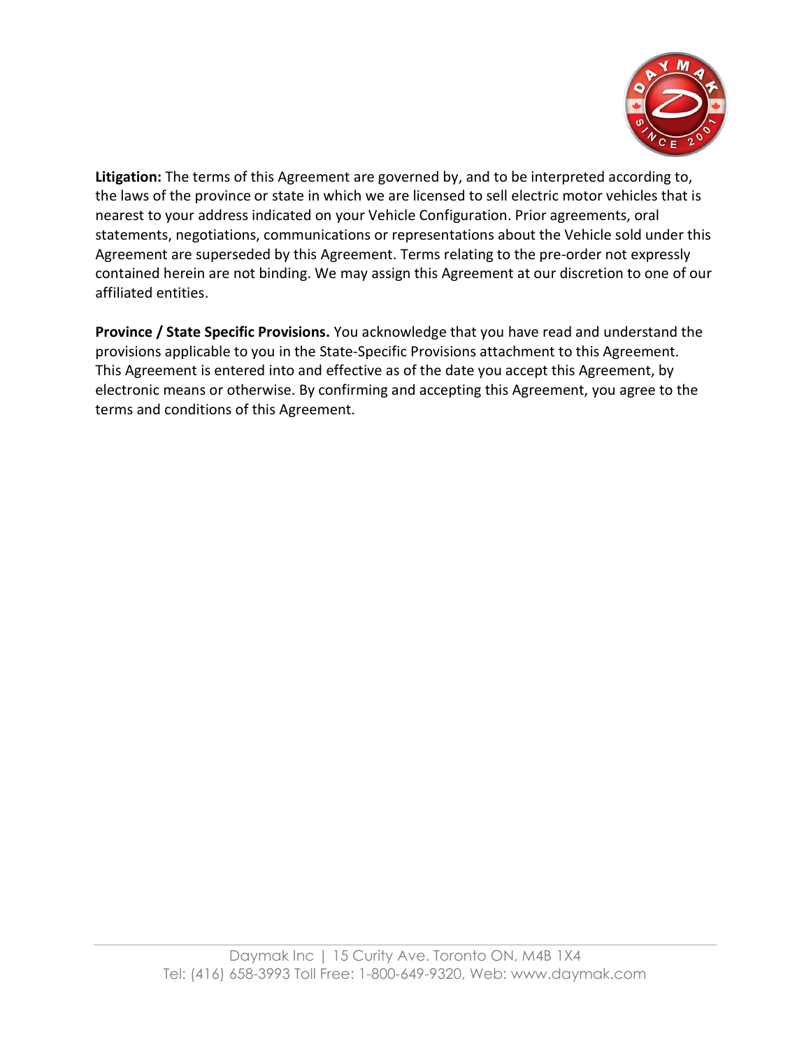**Litigation:** The terms of this Agreement are governed by, and to be interpreted according to, the laws of the province or state in which we are licensed to sell electric motor vehicles that is nearest to your address indicated on your Vehicle Configuration. Prior agreements, oral statements, negotiations, communications or representations about the Vehicle sold under this Agreement are superseded by this Agreement. Terms relating to the pre-order not expressly contained herein are not binding. We may assign this Agreement at our discretion to one of our affiliated entities.

**Province / State Specific Provisions.** You acknowledge that you have read and understand the provisions applicable to you in the State-Specific Provisions attachment to this Agreement. This Agreement is entered into and effective as of the date you accept this Agreement, by electronic means or otherwise. By confirming and accepting this Agreement, you agree to the terms and conditions of this Agreement.